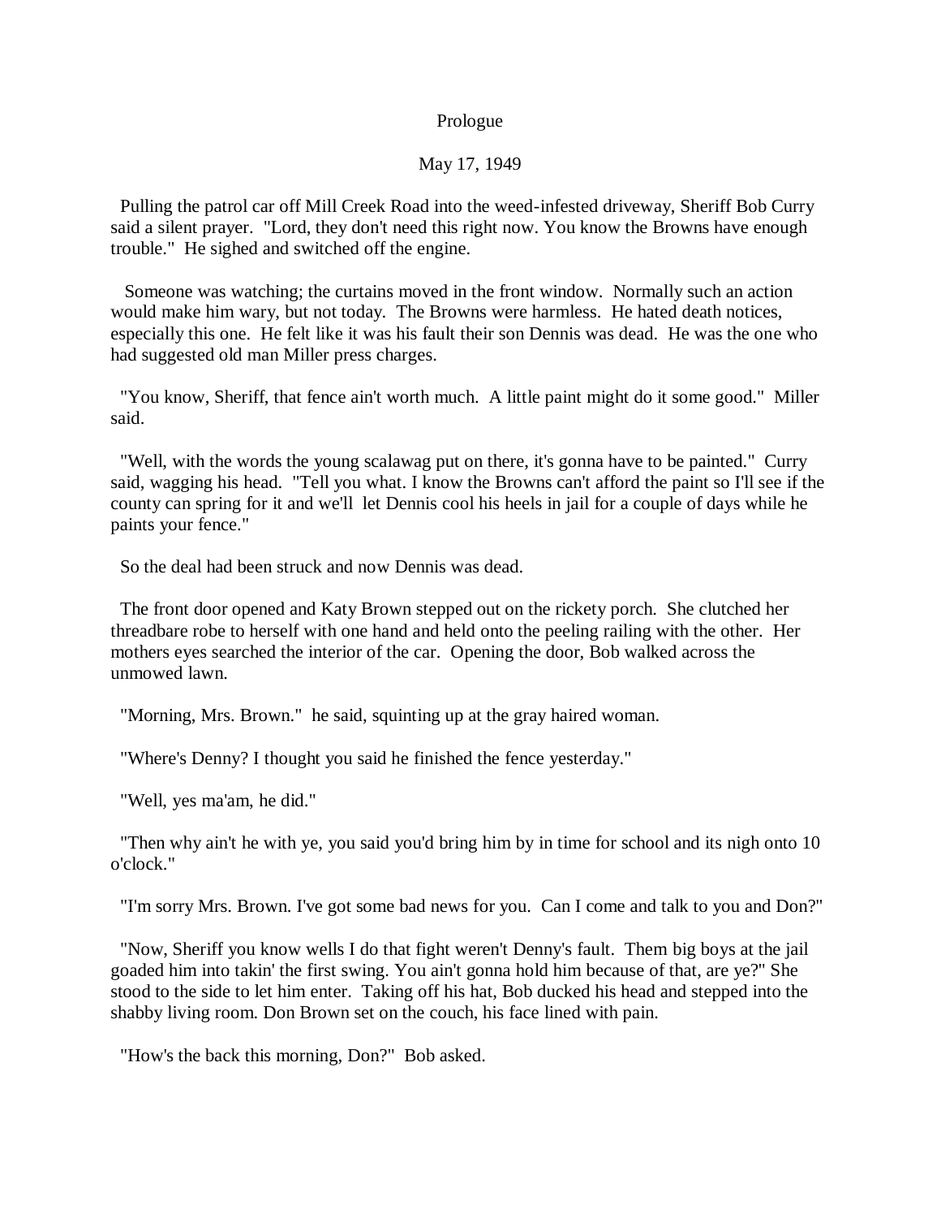# Prologue

## May 17, 1949

Pulling the patrol car off Mill Creek Road into the weed-infested driveway, Sheriff Bob Curry said a silent prayer. "Lord, they don't need this right now. You know the Browns have enough trouble." He sighed and switched off the engine.

Someone was watching; the curtains moved in the front window. Normally such an action would make him wary, but not today. The Browns were harmless. He hated death notices, especially this one. He felt like it was his fault their son Dennis was dead. He was the one who had suggested old man Miller press charges.

"You know, Sheriff, that fence ain't worth much. A little paint might do it some good." Miller said.

"Well, with the words the young scalawag put on there, it's gonna have to be painted." Curry said, wagging his head. "Tell you what. I know the Browns can't afford the paint so I'll see if the county can spring for it and we'll let Dennis cool his heels in jail for a couple of days while he paints your fence."

So the deal had been struck and now Dennis was dead.

The front door opened and Katy Brown stepped out on the rickety porch. She clutched her threadbare robe to herself with one hand and held onto the peeling railing with the other. Her mothers eyes searched the interior of the car. Opening the door, Bob walked across the unmowed lawn.

"Morning, Mrs. Brown." he said, squinting up at the gray haired woman.

"Where's Denny? I thought you said he finished the fence yesterday."

"Well, yes ma'am, he did."

"Then why ain't he with ye, you said you'd bring him by in time for school and its nigh onto 10 o'clock."

"I'm sorry Mrs. Brown. I've got some bad news for you. Can I come and talk to you and Don?"

"Now, Sheriff you know wells I do that fight weren't Denny's fault. Them big boys at the jail goaded him into takin' the first swing. You ain't gonna hold him because of that, are ye?" She stood to the side to let him enter. Taking off his hat, Bob ducked his head and stepped into the shabby living room. Don Brown set on the couch, his face lined with pain.

"How's the back this morning, Don?" Bob asked.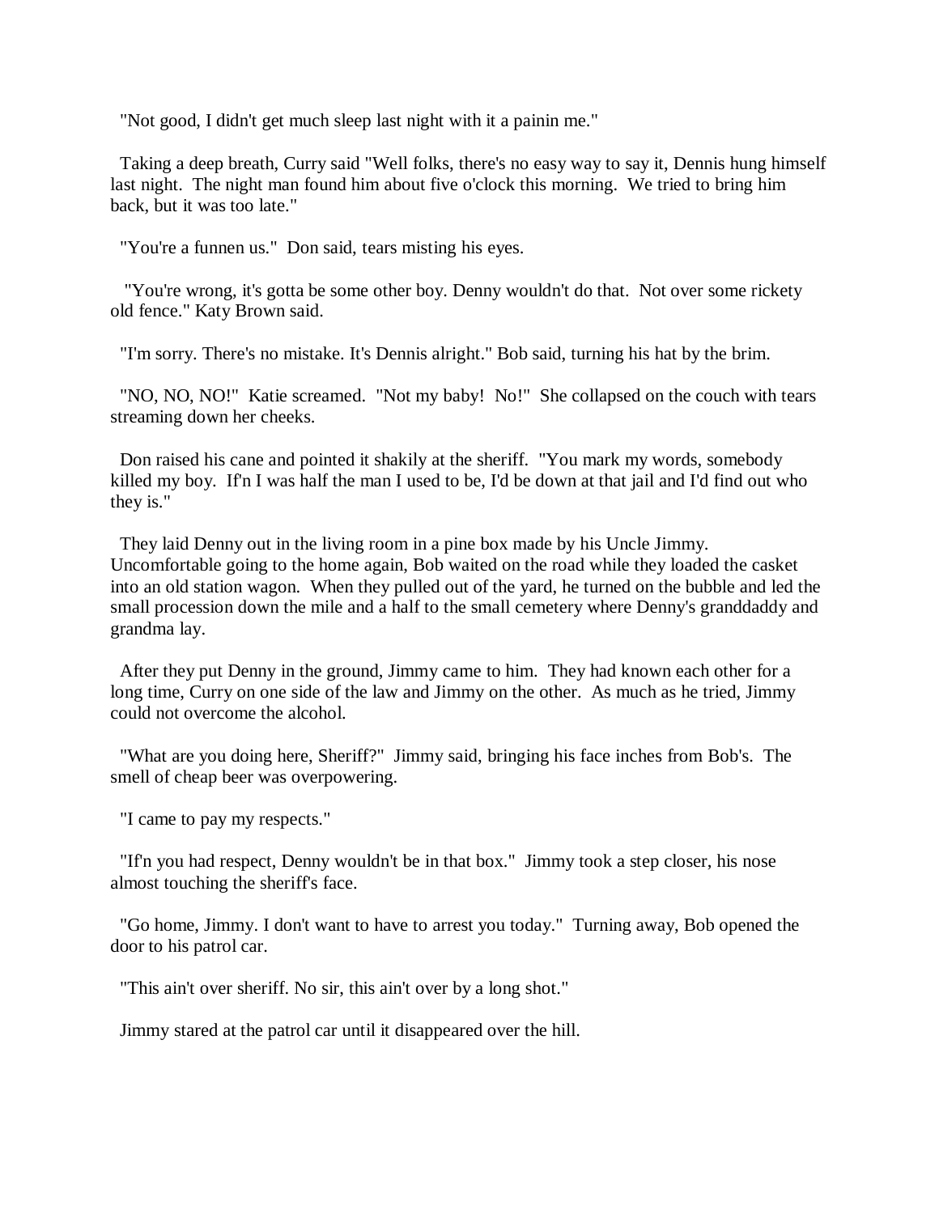"Not good, I didn't get much sleep last night with it a painin me."

Taking a deep breath, Curry said "Well folks, there's no easy way to say it, Dennis hung himself last night. The night man found him about five o'clock this morning. We tried to bring him back, but it was too late."

"You're a funnen us." Don said, tears misting his eyes.

"You're wrong, it's gotta be some other boy. Denny wouldn't do that. Not over some rickety old fence." Katy Brown said.

"I'm sorry. There's no mistake. It's Dennis alright." Bob said, turning his hat by the brim.

"NO, NO, NO!" Katie screamed. "Not my baby! No!" She collapsed on the couch with tears streaming down her cheeks.

Don raised his cane and pointed it shakily at the sheriff. "You mark my words, somebody killed my boy. If'n I was half the man I used to be, I'd be down at that jail and I'd find out who they is."

They laid Denny out in the living room in a pine box made by his Uncle Jimmy. Uncomfortable going to the home again, Bob waited on the road while they loaded the casket into an old station wagon. When they pulled out of the yard, he turned on the bubble and led the small procession down the mile and a half to the small cemetery where Denny's granddaddy and grandma lay.

After they put Denny in the ground, Jimmy came to him. They had known each other for a long time, Curry on one side of the law and Jimmy on the other. As much as he tried, Jimmy could not overcome the alcohol.

"What are you doing here, Sheriff?" Jimmy said, bringing his face inches from Bob's. The smell of cheap beer was overpowering.

"I came to pay my respects."

"If'n you had respect, Denny wouldn't be in that box." Jimmy took a step closer, his nose almost touching the sheriff's face.

"Go home, Jimmy. I don't want to have to arrest you today." Turning away, Bob opened the door to his patrol car.

"This ain't over sheriff. No sir, this ain't over by a long shot."

Jimmy stared at the patrol car until it disappeared over the hill.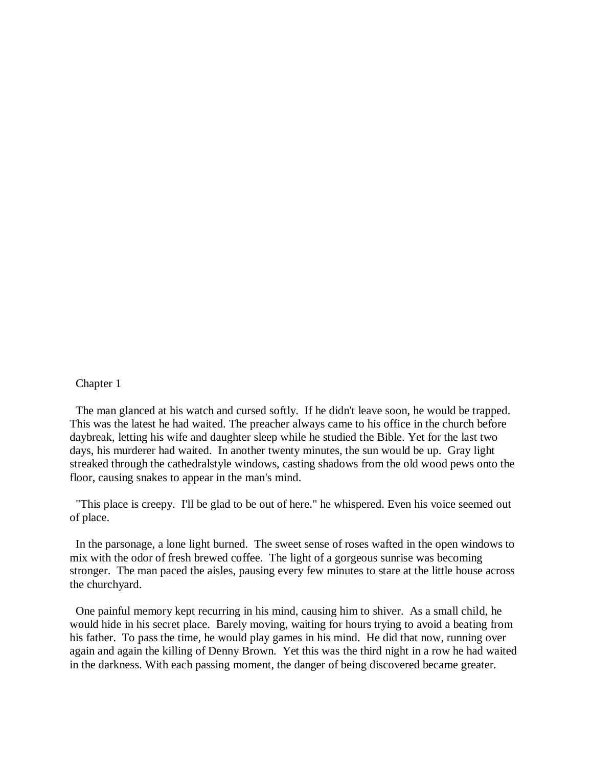# Chapter 1

The man glanced at his watch and cursed softly. If he didn't leave soon, he would be trapped. This was the latest he had waited. The preacher always came to his office in the church before daybreak, letting his wife and daughter sleep while he studied the Bible. Yet for the last two days, his murderer had waited. In another twenty minutes, the sun would be up. Gray light streaked through the cathedralstyle windows, casting shadows from the old wood pews onto the floor, causing snakes to appear in the man's mind.

"This place is creepy. I'll be glad to be out of here." he whispered. Even his voice seemed out of place.

In the parsonage, a lone light burned. The sweet sense of roses wafted in the open windows to mix with the odor of fresh brewed coffee. The light of a gorgeous sunrise was becoming stronger. The man paced the aisles, pausing every few minutes to stare at the little house across the churchyard.

One painful memory kept recurring in his mind, causing him to shiver. As a small child, he would hide in his secret place. Barely moving, waiting for hours trying to avoid a beating from his father. To pass the time, he would play games in his mind. He did that now, running over again and again the killing of Denny Brown. Yet this was the third night in a row he had waited in the darkness. With each passing moment, the danger of being discovered became greater.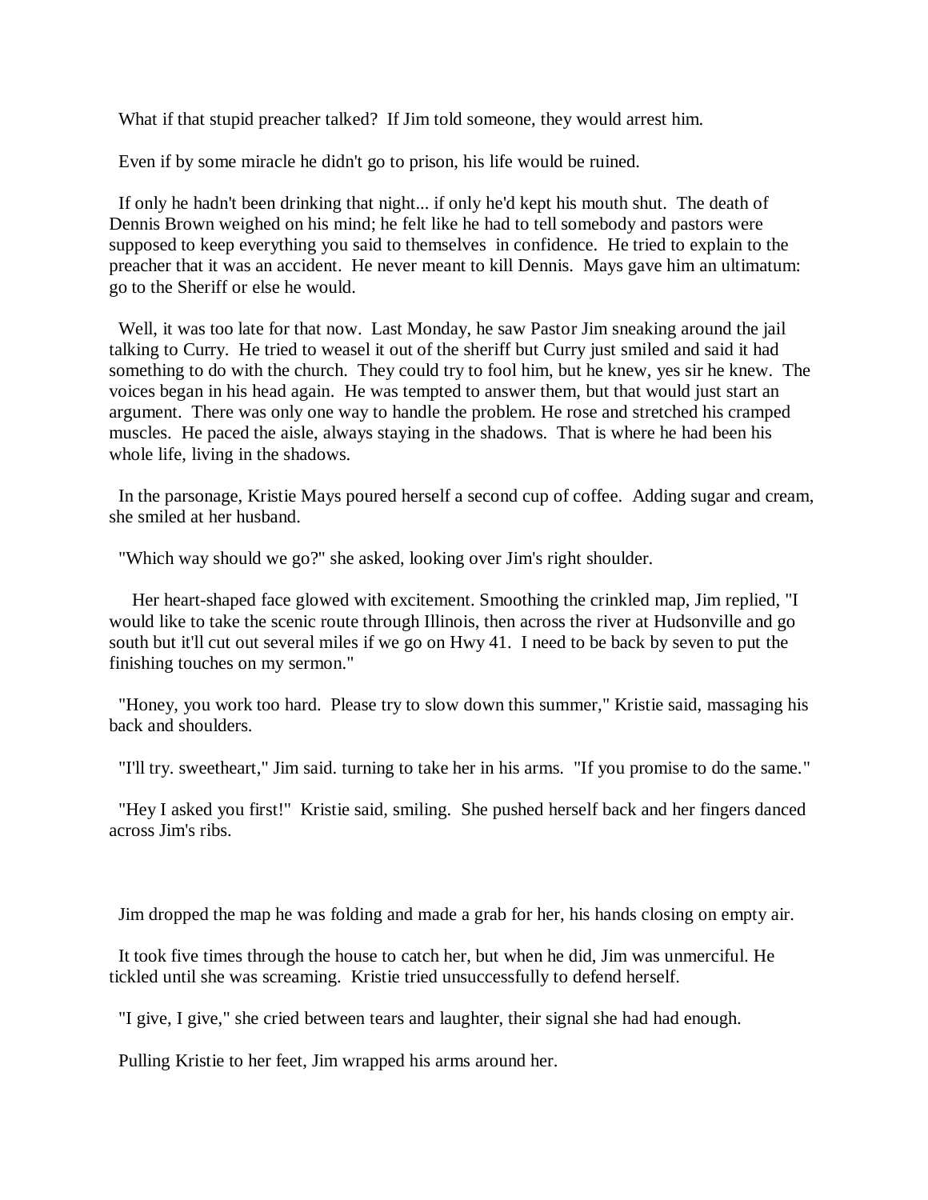What if that stupid preacher talked? If Jim told someone, they would arrest him.

Even if by some miracle he didn't go to prison, his life would be ruined.

If only he hadn't been drinking that night... if only he'd kept his mouth shut. The death of Dennis Brown weighed on his mind; he felt like he had to tell somebody and pastors were supposed to keep everything you said to themselves in confidence. He tried to explain to the preacher that it was an accident. He never meant to kill Dennis. Mays gave him an ultimatum: go to the Sheriff or else he would.

Well, it was too late for that now. Last Monday, he saw Pastor Jim sneaking around the jail talking to Curry. He tried to weasel it out of the sheriff but Curry just smiled and said it had something to do with the church. They could try to fool him, but he knew, yes sir he knew. The voices began in his head again. He was tempted to answer them, but that would just start an argument. There was only one way to handle the problem. He rose and stretched his cramped muscles. He paced the aisle, always staying in the shadows. That is where he had been his whole life, living in the shadows.

In the parsonage, Kristie Mays poured herself a second cup of coffee. Adding sugar and cream, she smiled at her husband.

"Which way should we go?" she asked, looking over Jim's right shoulder.

Her heart-shaped face glowed with excitement. Smoothing the crinkled map, Jim replied, "I would like to take the scenic route through Illinois, then across the river at Hudsonville and go south but it'll cut out several miles if we go on Hwy 41. I need to be back by seven to put the finishing touches on my sermon."

"Honey, you work too hard. Please try to slow down this summer," Kristie said, massaging his back and shoulders.

"I'll try. sweetheart," Jim said. turning to take her in his arms. "If you promise to do the same."

"Hey I asked you first!" Kristie said, smiling. She pushed herself back and her fingers danced across Jim's ribs.

Jim dropped the map he was folding and made a grab for her, his hands closing on empty air.

It took five times through the house to catch her, but when he did, Jim was unmerciful. He tickled until she was screaming. Kristie tried unsuccessfully to defend herself.

"I give, I give," she cried between tears and laughter, their signal she had had enough.

Pulling Kristie to her feet, Jim wrapped his arms around her.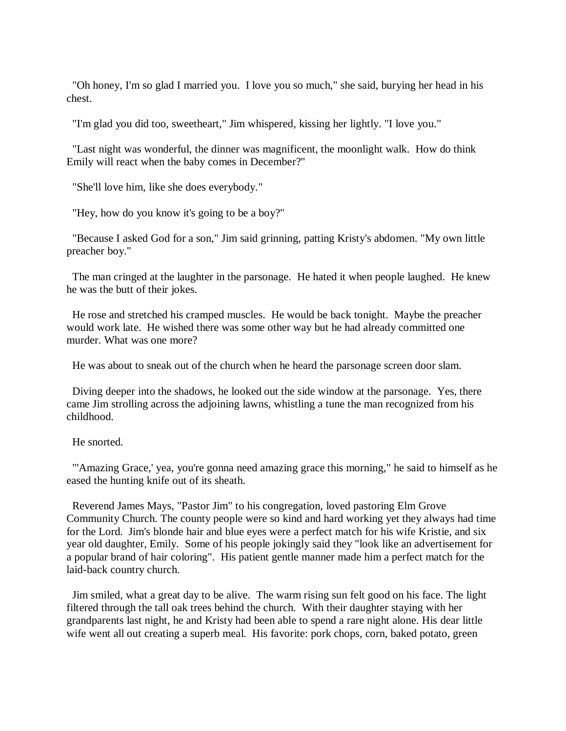"Oh honey, I'm so glad I married you. I love you so much," she said, burying her head in his chest.

"I'm glad you did too, sweetheart," Jim whispered, kissing her lightly. "I love you."

"Last night was wonderful, the dinner was magnificent, the moonlight walk. How do think Emily will react when the baby comes in December?"

"She'll love him, like she does everybody."

"Hey, how do you know it's going to be a boy?"

"Because I asked God for a son," Jim said grinning, patting Kristy's abdomen. "My own little preacher boy."

The man cringed at the laughter in the parsonage. He hated it when people laughed. He knew he was the butt of their jokes.

He rose and stretched his cramped muscles. He would be back tonight. Maybe the preacher would work late. He wished there was some other way but he had already committed one murder. What was one more?

He was about to sneak out of the church when he heard the parsonage screen door slam.

Diving deeper into the shadows, he looked out the side window at the parsonage. Yes, there came Jim strolling across the adjoining lawns, whistling a tune the man recognized from his childhood.

He snorted.

"'Amazing Grace,' yea, you're gonna need amazing grace this morning," he said to himself as he eased the hunting knife out of its sheath.

Reverend James Mays, "Pastor Jim" to his congregation, loved pastoring Elm Grove Community Church. The county people were so kind and hard working yet they always had time for the Lord. Jim's blonde hair and blue eyes were a perfect match for his wife Kristie, and six year old daughter, Emily. Some of his people jokingly said they "look like an advertisement for a popular brand of hair coloring". His patient gentle manner made him a perfect match for the laid-back country church.

Jim smiled, what a great day to be alive. The warm rising sun felt good on his face. The light filtered through the tall oak trees behind the church. With their daughter staying with her grandparents last night, he and Kristy had been able to spend a rare night alone. His dear little wife went all out creating a superb meal. His favorite: pork chops, corn, baked potato, green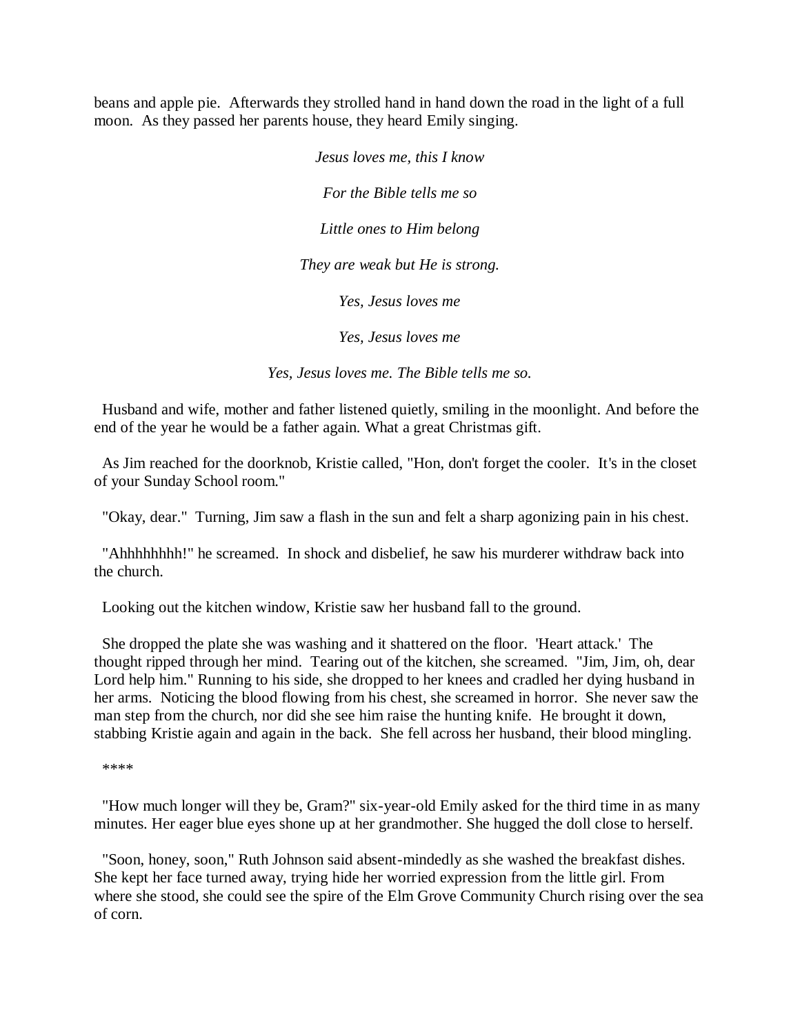beans and apple pie. Afterwards they strolled hand in hand down the road in the light of a full moon. As they passed her parents house, they heard Emily singing.

*Jesus loves me, this I know*

*For the Bible tells me so*

*Little ones to Him belong*

*They are weak but He is strong.*

*Yes, Jesus loves me*

*Yes, Jesus loves me*

*Yes, Jesus loves me. The Bible tells me so.*

Husband and wife, mother and father listened quietly, smiling in the moonlight. And before the end of the year he would be a father again. What a great Christmas gift.

As Jim reached for the doorknob, Kristie called, "Hon, don't forget the cooler. It's in the closet of your Sunday School room."

"Okay, dear." Turning, Jim saw a flash in the sun and felt a sharp agonizing pain in his chest.

"Ahhhhhhhh!" he screamed. In shock and disbelief, he saw his murderer withdraw back into the church.

Looking out the kitchen window, Kristie saw her husband fall to the ground.

She dropped the plate she was washing and it shattered on the floor. 'Heart attack.' The thought ripped through her mind. Tearing out of the kitchen, she screamed. "Jim, Jim, oh, dear Lord help him." Running to his side, she dropped to her knees and cradled her dying husband in her arms. Noticing the blood flowing from his chest, she screamed in horror. She never saw the man step from the church, nor did she see him raise the hunting knife. He brought it down, stabbing Kristie again and again in the back. She fell across her husband, their blood mingling.

****

"How much longer will they be, Gram?" six-year-old Emily asked for the third time in as many minutes. Her eager blue eyes shone up at her grandmother. She hugged the doll close to herself.

"Soon, honey, soon," Ruth Johnson said absent-mindedly as she washed the breakfast dishes. She kept her face turned away, trying hide her worried expression from the little girl. From where she stood, she could see the spire of the Elm Grove Community Church rising over the sea of corn.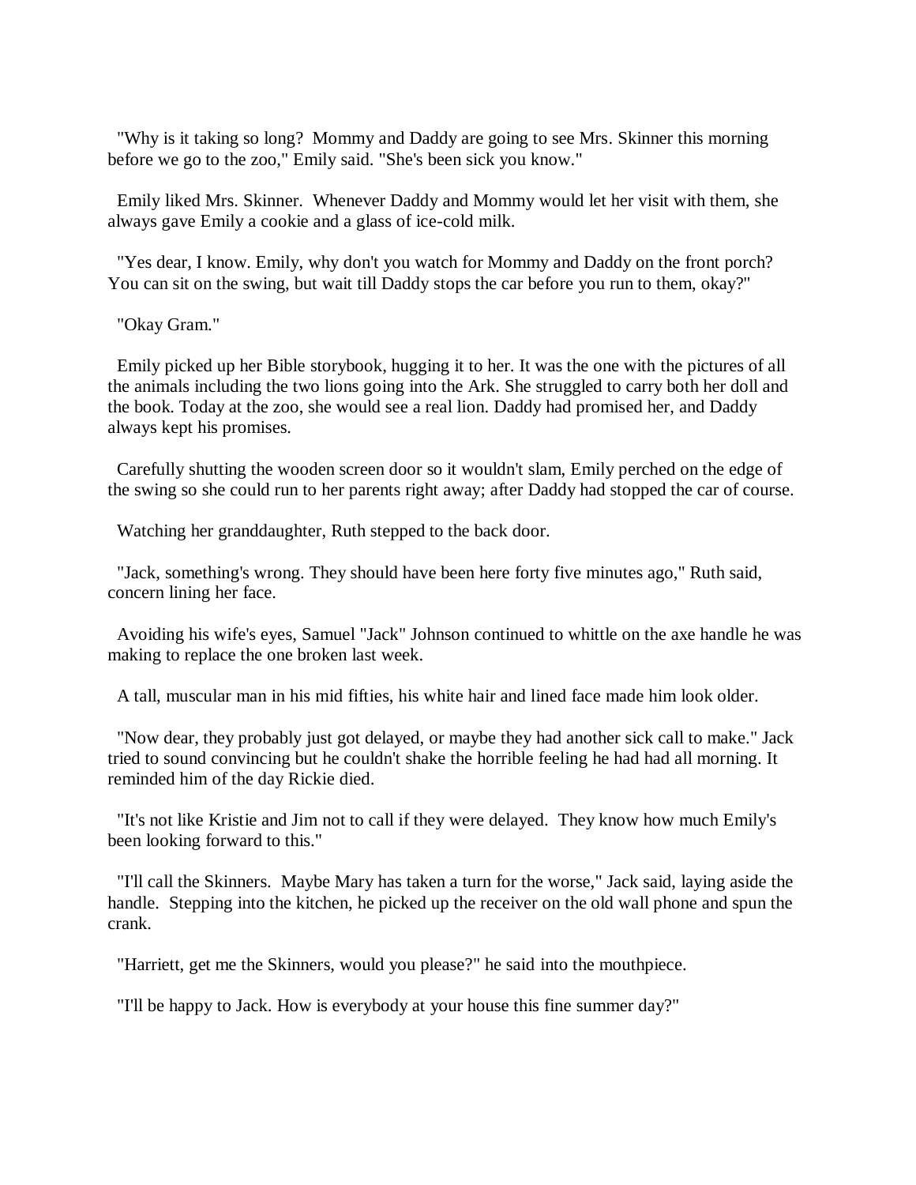"Why is it taking so long? Mommy and Daddy are going to see Mrs. Skinner this morning before we go to the zoo," Emily said. "She's been sick you know."

Emily liked Mrs. Skinner. Whenever Daddy and Mommy would let her visit with them, she always gave Emily a cookie and a glass of ice-cold milk.

"Yes dear, I know. Emily, why don't you watch for Mommy and Daddy on the front porch? You can sit on the swing, but wait till Daddy stops the car before you run to them, okay?"

"Okay Gram."

Emily picked up her Bible storybook, hugging it to her. It was the one with the pictures of all the animals including the two lions going into the Ark. She struggled to carry both her doll and the book. Today at the zoo, she would see a real lion. Daddy had promised her, and Daddy always kept his promises.

Carefully shutting the wooden screen door so it wouldn't slam, Emily perched on the edge of the swing so she could run to her parents right away; after Daddy had stopped the car of course.

Watching her granddaughter, Ruth stepped to the back door.

"Jack, something's wrong. They should have been here forty five minutes ago," Ruth said, concern lining her face.

Avoiding his wife's eyes, Samuel "Jack" Johnson continued to whittle on the axe handle he was making to replace the one broken last week.

A tall, muscular man in his mid fifties, his white hair and lined face made him look older.

"Now dear, they probably just got delayed, or maybe they had another sick call to make." Jack tried to sound convincing but he couldn't shake the horrible feeling he had had all morning. It reminded him of the day Rickie died.

"It's not like Kristie and Jim not to call if they were delayed. They know how much Emily's been looking forward to this."

"I'll call the Skinners. Maybe Mary has taken a turn for the worse," Jack said, laying aside the handle. Stepping into the kitchen, he picked up the receiver on the old wall phone and spun the crank.

"Harriett, get me the Skinners, would you please?" he said into the mouthpiece.

"I'll be happy to Jack. How is everybody at your house this fine summer day?"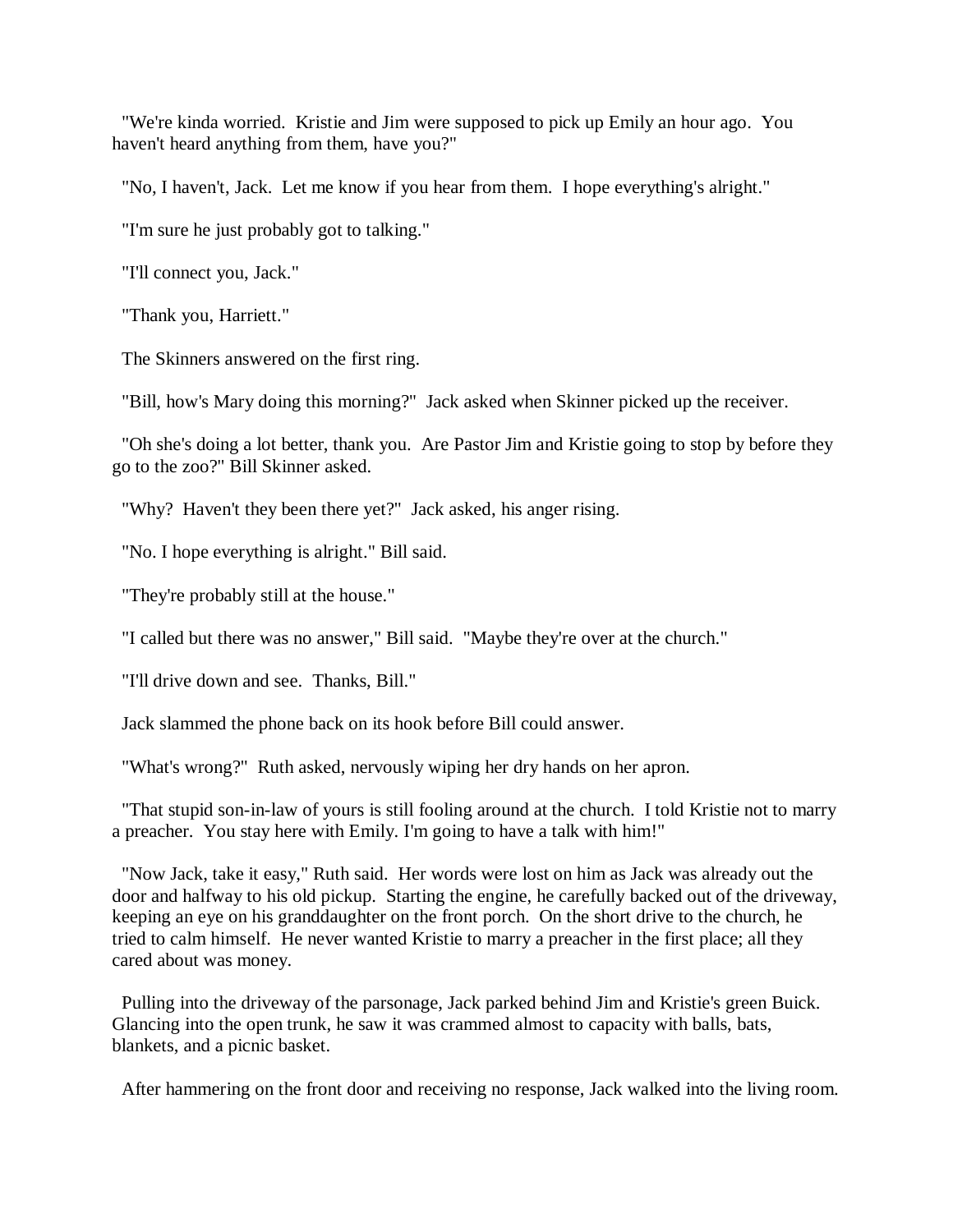"We're kinda worried. Kristie and Jim were supposed to pick up Emily an hour ago. You haven't heard anything from them, have you?"

"No, I haven't, Jack. Let me know if you hear from them. I hope everything's alright."

"I'm sure he just probably got to talking."

"I'll connect you, Jack."

"Thank you, Harriett."

The Skinners answered on the first ring.

"Bill, how's Mary doing this morning?" Jack asked when Skinner picked up the receiver.

"Oh she's doing a lot better, thank you. Are Pastor Jim and Kristie going to stop by before they go to the zoo?" Bill Skinner asked.

"Why? Haven't they been there yet?" Jack asked, his anger rising.

"No. I hope everything is alright." Bill said.

"They're probably still at the house."

"I called but there was no answer," Bill said. "Maybe they're over at the church."

"I'll drive down and see. Thanks, Bill."

Jack slammed the phone back on its hook before Bill could answer.

"What's wrong?" Ruth asked, nervously wiping her dry hands on her apron.

"That stupid son-in-law of yours is still fooling around at the church. I told Kristie not to marry a preacher. You stay here with Emily. I'm going to have a talk with him!"

"Now Jack, take it easy," Ruth said. Her words were lost on him as Jack was already out the door and halfway to his old pickup. Starting the engine, he carefully backed out of the driveway, keeping an eye on his granddaughter on the front porch. On the short drive to the church, he tried to calm himself. He never wanted Kristie to marry a preacher in the first place; all they cared about was money.

Pulling into the driveway of the parsonage, Jack parked behind Jim and Kristie's green Buick. Glancing into the open trunk, he saw it was crammed almost to capacity with balls, bats, blankets, and a picnic basket.

After hammering on the front door and receiving no response, Jack walked into the living room.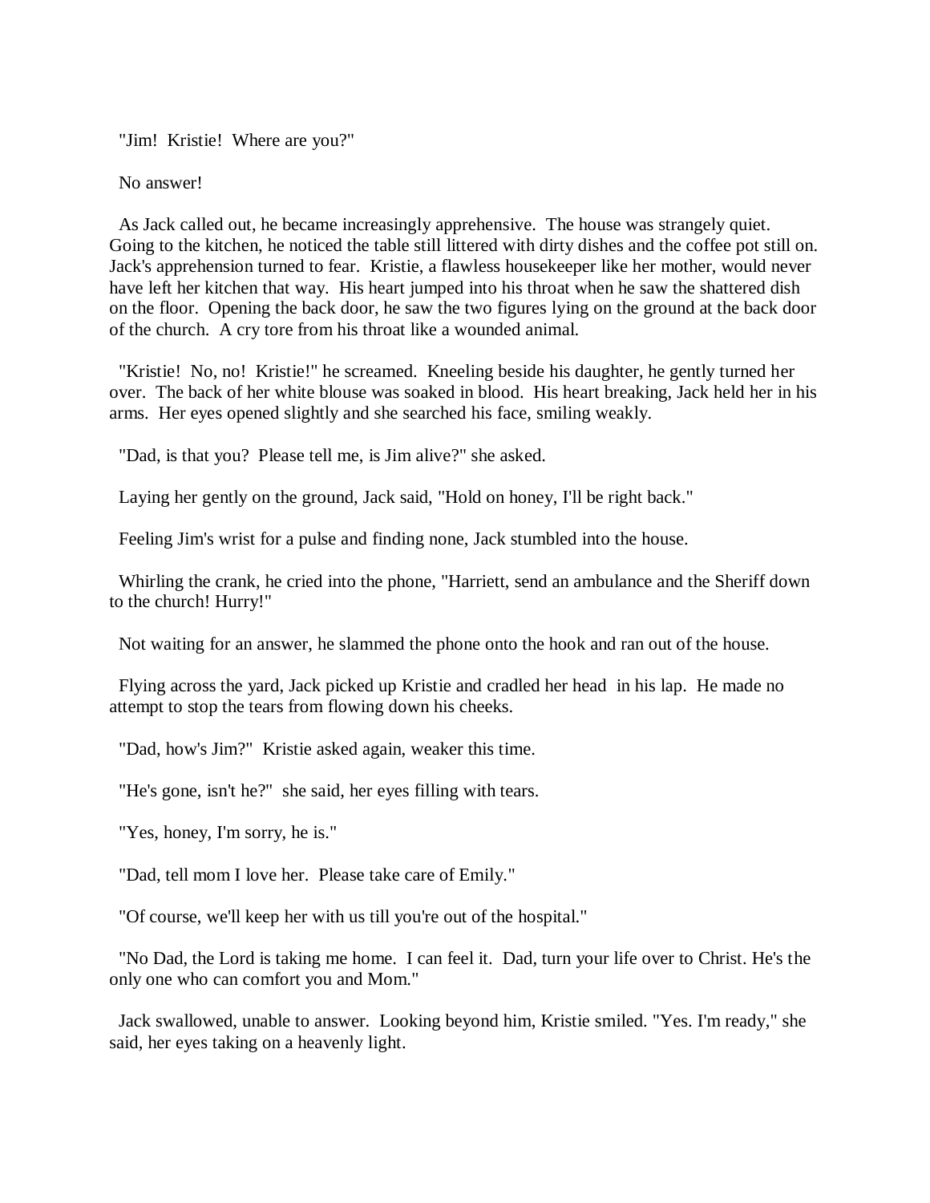"Jim! Kristie! Where are you?"

No answer!

As Jack called out, he became increasingly apprehensive. The house was strangely quiet. Going to the kitchen, he noticed the table still littered with dirty dishes and the coffee pot still on. Jack's apprehension turned to fear. Kristie, a flawless housekeeper like her mother, would never have left her kitchen that way. His heart jumped into his throat when he saw the shattered dish on the floor. Opening the back door, he saw the two figures lying on the ground at the back door of the church. A cry tore from his throat like a wounded animal.

"Kristie! No, no! Kristie!" he screamed. Kneeling beside his daughter, he gently turned her over. The back of her white blouse was soaked in blood. His heart breaking, Jack held her in his arms. Her eyes opened slightly and she searched his face, smiling weakly.

"Dad, is that you? Please tell me, is Jim alive?" she asked.

Laying her gently on the ground, Jack said, "Hold on honey, I'll be right back."

Feeling Jim's wrist for a pulse and finding none, Jack stumbled into the house.

Whirling the crank, he cried into the phone, "Harriett, send an ambulance and the Sheriff down to the church! Hurry!"

Not waiting for an answer, he slammed the phone onto the hook and ran out of the house.

Flying across the yard, Jack picked up Kristie and cradled her head in his lap. He made no attempt to stop the tears from flowing down his cheeks.

"Dad, how's Jim?" Kristie asked again, weaker this time.

"He's gone, isn't he?" she said, her eyes filling with tears.

"Yes, honey, I'm sorry, he is."

"Dad, tell mom I love her. Please take care of Emily."

"Of course, we'll keep her with us till you're out of the hospital."

"No Dad, the Lord is taking me home. I can feel it. Dad, turn your life over to Christ. He's the only one who can comfort you and Mom."

Jack swallowed, unable to answer. Looking beyond him, Kristie smiled. "Yes. I'm ready," she said, her eyes taking on a heavenly light.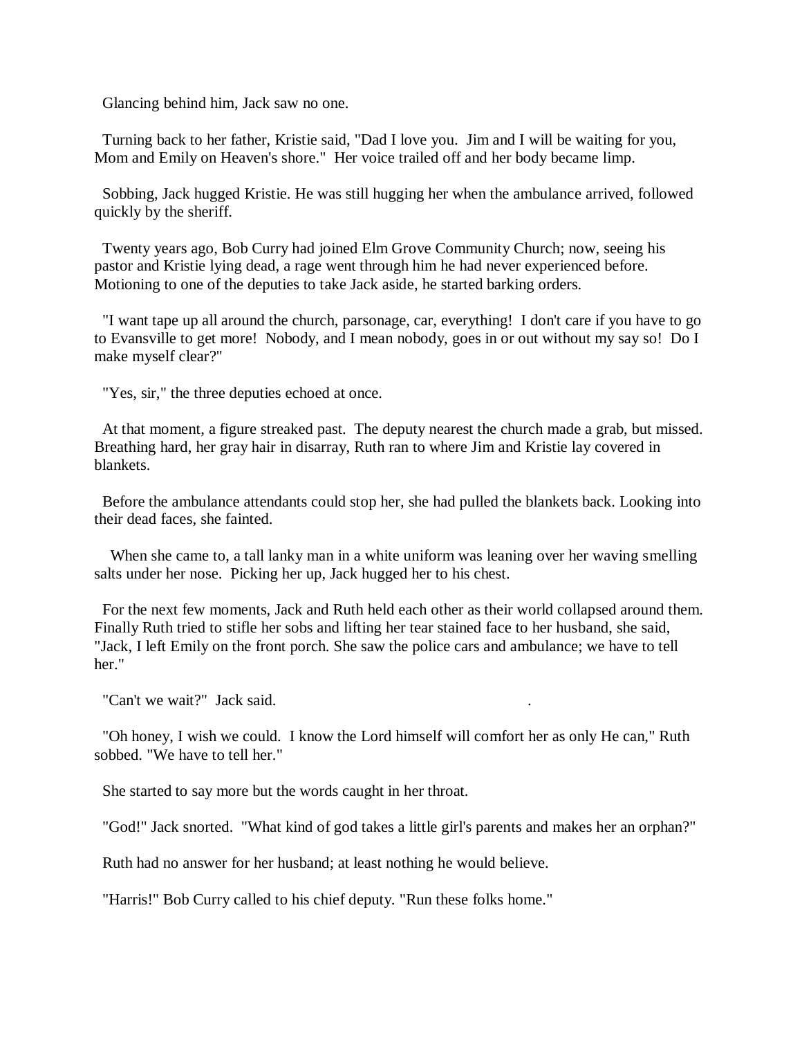Glancing behind him, Jack saw no one.

Turning back to her father, Kristie said, "Dad I love you. Jim and I will be waiting for you, Mom and Emily on Heaven's shore." Her voice trailed off and her body became limp.

Sobbing, Jack hugged Kristie. He was still hugging her when the ambulance arrived, followed quickly by the sheriff.

Twenty years ago, Bob Curry had joined Elm Grove Community Church; now, seeing his pastor and Kristie lying dead, a rage went through him he had never experienced before. Motioning to one of the deputies to take Jack aside, he started barking orders.

"I want tape up all around the church, parsonage, car, everything! I don't care if you have to go to Evansville to get more! Nobody, and I mean nobody, goes in or out without my say so! Do I make myself clear?"

"Yes, sir," the three deputies echoed at once.

At that moment, a figure streaked past. The deputy nearest the church made a grab, but missed. Breathing hard, her gray hair in disarray, Ruth ran to where Jim and Kristie lay covered in blankets.

Before the ambulance attendants could stop her, she had pulled the blankets back. Looking into their dead faces, she fainted.

When she came to, a tall lanky man in a white uniform was leaning over her waving smelling salts under her nose. Picking her up, Jack hugged her to his chest.

For the next few moments, Jack and Ruth held each other as their world collapsed around them. Finally Ruth tried to stifle her sobs and lifting her tear stained face to her husband, she said, "Jack, I left Emily on the front porch. She saw the police cars and ambulance; we have to tell her."

"Can't we wait?" Jack said.

"Oh honey, I wish we could. I know the Lord himself will comfort her as only He can," Ruth sobbed. "We have to tell her."

She started to say more but the words caught in her throat.

"God!" Jack snorted. "What kind of god takes a little girl's parents and makes her an orphan?"

Ruth had no answer for her husband; at least nothing he would believe.

"Harris!" Bob Curry called to his chief deputy. "Run these folks home."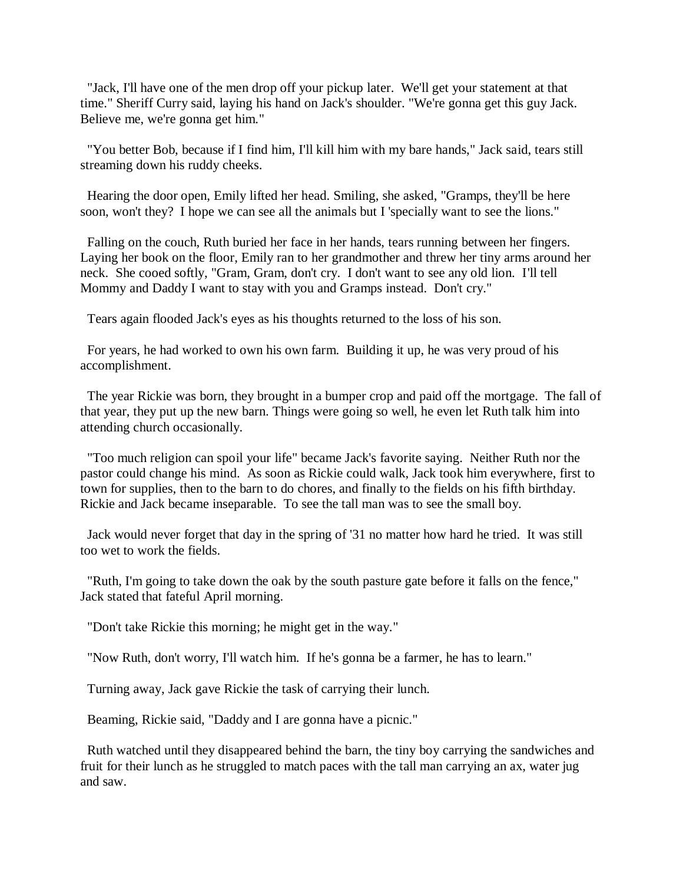"Jack, I'll have one of the men drop off your pickup later. We'll get your statement at that time." Sheriff Curry said, laying his hand on Jack's shoulder. "We're gonna get this guy Jack. Believe me, we're gonna get him."

"You better Bob, because if I find him, I'll kill him with my bare hands," Jack said, tears still streaming down his ruddy cheeks.

Hearing the door open, Emily lifted her head. Smiling, she asked, "Gramps, they'll be here soon, won't they? I hope we can see all the animals but I 'specially want to see the lions."

Falling on the couch, Ruth buried her face in her hands, tears running between her fingers. Laying her book on the floor, Emily ran to her grandmother and threw her tiny arms around her neck. She cooed softly, "Gram, Gram, don't cry. I don't want to see any old lion. I'll tell Mommy and Daddy I want to stay with you and Gramps instead. Don't cry."

Tears again flooded Jack's eyes as his thoughts returned to the loss of his son.

For years, he had worked to own his own farm. Building it up, he was very proud of his accomplishment.

The year Rickie was born, they brought in a bumper crop and paid off the mortgage. The fall of that year, they put up the new barn. Things were going so well, he even let Ruth talk him into attending church occasionally.

"Too much religion can spoil your life" became Jack's favorite saying. Neither Ruth nor the pastor could change his mind. As soon as Rickie could walk, Jack took him everywhere, first to town for supplies, then to the barn to do chores, and finally to the fields on his fifth birthday. Rickie and Jack became inseparable. To see the tall man was to see the small boy.

Jack would never forget that day in the spring of '31 no matter how hard he tried. It was still too wet to work the fields.

"Ruth, I'm going to take down the oak by the south pasture gate before it falls on the fence," Jack stated that fateful April morning.

"Don't take Rickie this morning; he might get in the way."

"Now Ruth, don't worry, I'll watch him. If he's gonna be a farmer, he has to learn."

Turning away, Jack gave Rickie the task of carrying their lunch.

Beaming, Rickie said, "Daddy and I are gonna have a picnic."

Ruth watched until they disappeared behind the barn, the tiny boy carrying the sandwiches and fruit for their lunch as he struggled to match paces with the tall man carrying an ax, water jug and saw.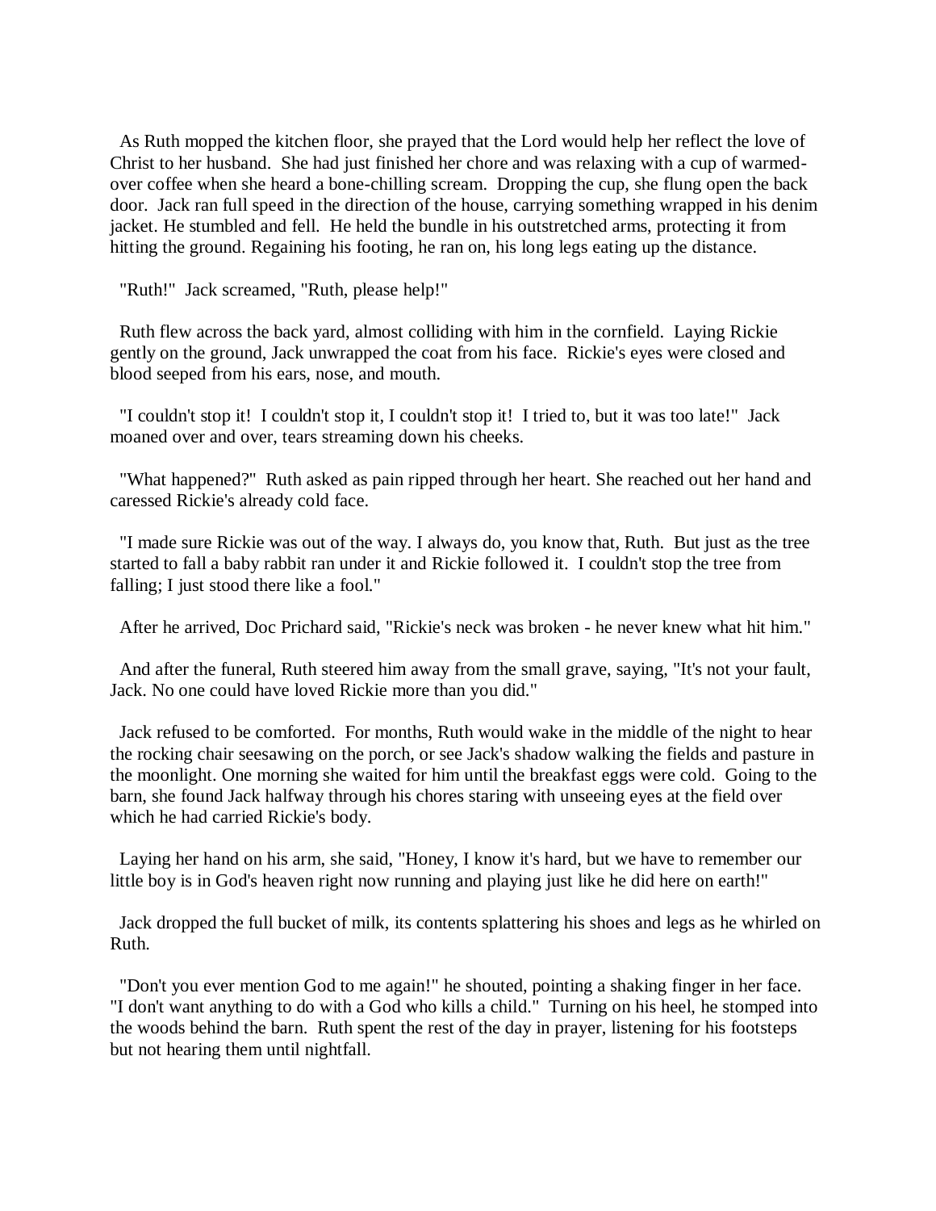As Ruth mopped the kitchen floor, she prayed that the Lord would help her reflect the love of Christ to her husband. She had just finished her chore and was relaxing with a cup of warmed-over coffee when she heard a bone-chilling scream. Dropping the cup, she flung open the back door. Jack ran full speed in the direction of the house, carrying something wrapped in his denim jacket. He stumbled and fell. He held the bundle in his outstretched arms, protecting it from hitting the ground. Regaining his footing, he ran on, his long legs eating up the distance.

"Ruth!" Jack screamed, "Ruth, please help!"

Ruth flew across the back yard, almost colliding with him in the cornfield. Laying Rickie gently on the ground, Jack unwrapped the coat from his face. Rickie's eyes were closed and blood seeped from his ears, nose, and mouth.

"I couldn't stop it! I couldn't stop it, I couldn't stop it! I tried to, but it was too late!" Jack moaned over and over, tears streaming down his cheeks.

"What happened?" Ruth asked as pain ripped through her heart. She reached out her hand and caressed Rickie's already cold face.

"I made sure Rickie was out of the way. I always do, you know that, Ruth. But just as the tree started to fall a baby rabbit ran under it and Rickie followed it. I couldn't stop the tree from falling; I just stood there like a fool."

After he arrived, Doc Prichard said, "Rickie's neck was broken - he never knew what hit him."

And after the funeral, Ruth steered him away from the small grave, saying, "It's not your fault, Jack. No one could have loved Rickie more than you did."

Jack refused to be comforted. For months, Ruth would wake in the middle of the night to hear the rocking chair seesawing on the porch, or see Jack's shadow walking the fields and pasture in the moonlight. One morning she waited for him until the breakfast eggs were cold. Going to the barn, she found Jack halfway through his chores staring with unseeing eyes at the field over which he had carried Rickie's body.

Laying her hand on his arm, she said, "Honey, I know it's hard, but we have to remember our little boy is in God's heaven right now running and playing just like he did here on earth!"

Jack dropped the full bucket of milk, its contents splattering his shoes and legs as he whirled on Ruth.

"Don't you ever mention God to me again!" he shouted, pointing a shaking finger in her face. "I don't want anything to do with a God who kills a child." Turning on his heel, he stomped into the woods behind the barn. Ruth spent the rest of the day in prayer, listening for his footsteps but not hearing them until nightfall.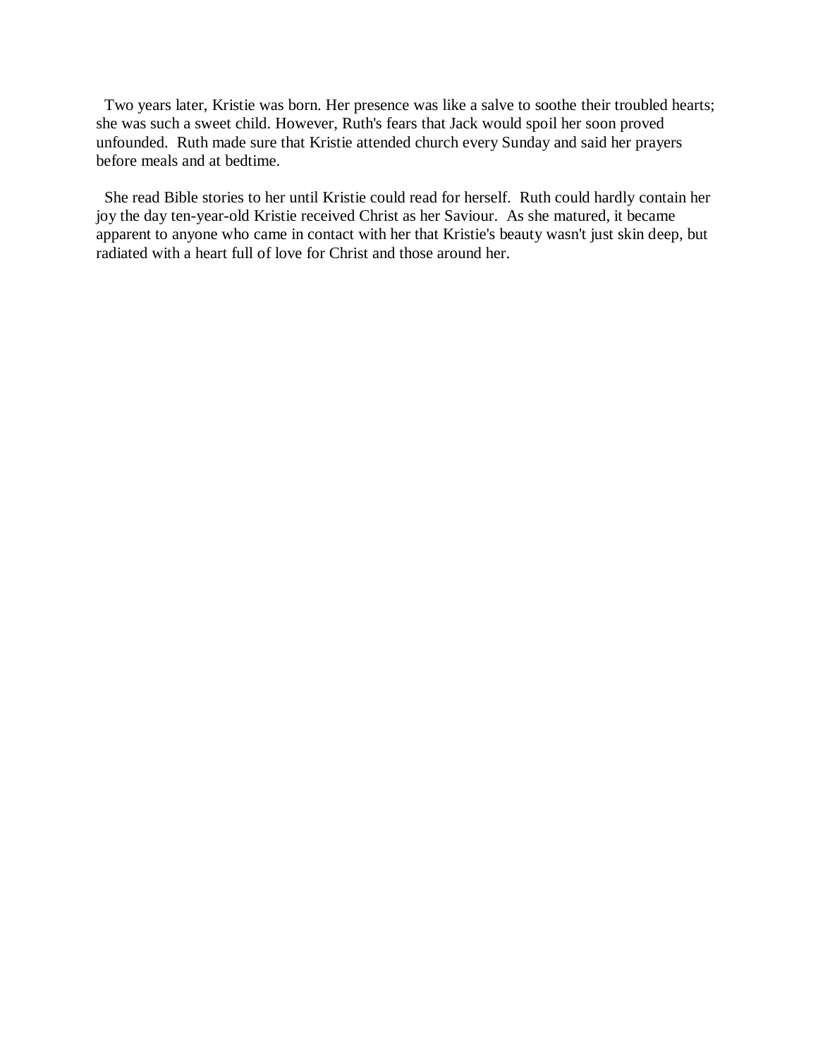Two years later, Kristie was born. Her presence was like a salve to soothe their troubled hearts; she was such a sweet child. However, Ruth's fears that Jack would spoil her soon proved unfounded. Ruth made sure that Kristie attended church every Sunday and said her prayers before meals and at bedtime.

She read Bible stories to her until Kristie could read for herself. Ruth could hardly contain her joy the day ten-year-old Kristie received Christ as her Saviour. As she matured, it became apparent to anyone who came in contact with her that Kristie's beauty wasn't just skin deep, but radiated with a heart full of love for Christ and those around her.